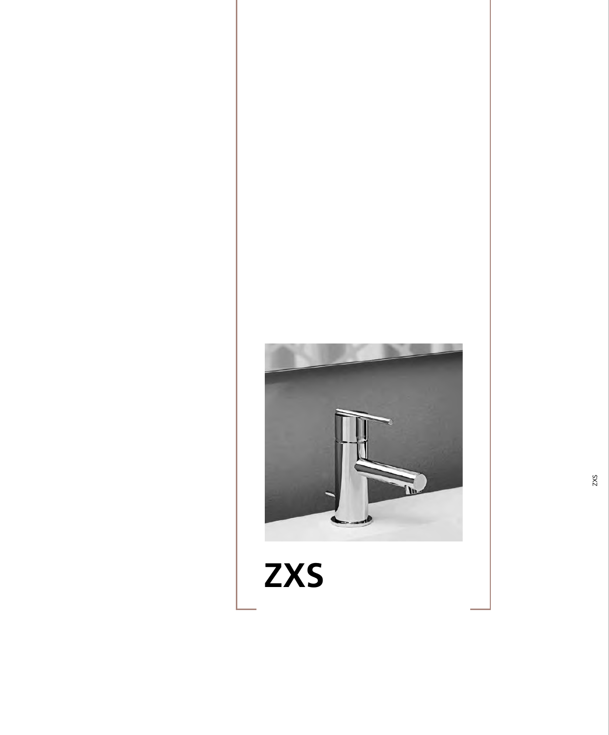# ZXS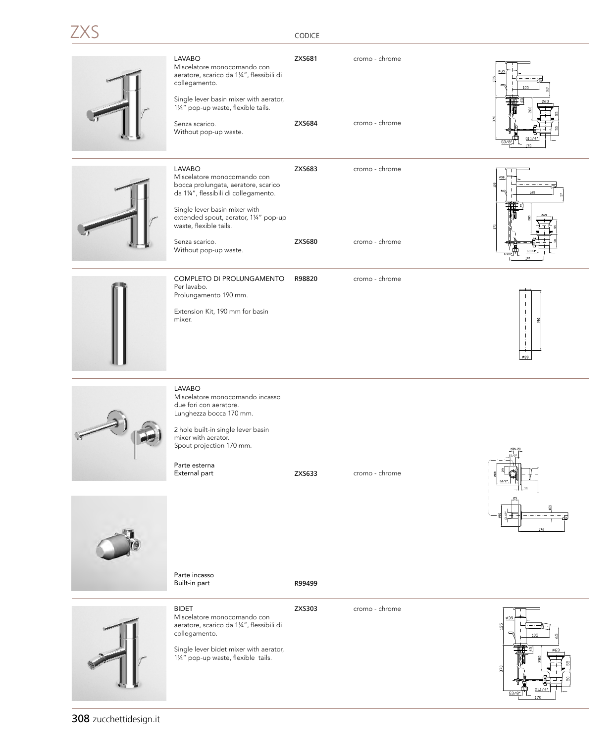# ZXS

| | CODICE | |
|---|---|---|
| **LAVABO**<br>Miscelatore monocomando con aeratore, scarico da 1¼", flessibili di collegamento.<br><br>Single lever basin mixer with aerator, 1¼" pop-up waste, flexible tails. | ZXS681 | cromo - chrome |
| Senza scarico.<br>Without pop-up waste. | ZXS684 | cromo - chrome |
| **LAVABO**<br>Miscelatore monocomando con bocca prolungata, aeratore, scarico da 1¼", flessibili di collegamento.<br><br>Single lever basin mixer with extended spout, aerator, 1¼" pop-up waste, flexible tails. | ZXS683 | cromo - chrome |
| Senza scarico.<br>Without pop-up waste. | ZXS680 | cromo - chrome |
| **COMPLETO DI PROLUNGAMENTO**<br>Per lavabo.<br>Prolungamento 190 mm.<br><br>Extension Kit, 190 mm for basin mixer. | R98820 | cromo - chrome |
| **LAVABO**<br>Miscelatore monocomando incasso due fori con aeratore.<br>Lunghezza bocca 170 mm.<br><br>2 hole built-in single lever basin mixer with aerator.<br>Spout projection 170 mm.<br><br>Parte esterna<br>External part | ZXS633 | cromo - chrome |
| Parte incasso<br>Built-in part | R99499 | |
| **BIDET**<br>Miscelatore monocomando con aeratore, scarico da 1¼", flessibili di collegamento.<br><br>Single lever bidet mixer with aerator, 1¼" pop-up waste, flexible tails. | ZXS303 | cromo - chrome |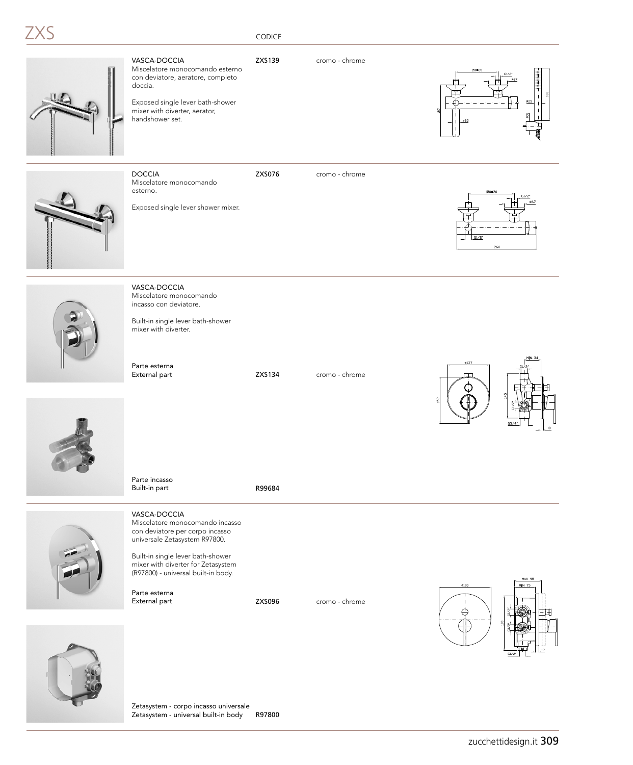# ZXS

| | CODICE | |
|---|---|---|
| **VASCA-DOCCIA**<br>Miscelatore monocomando esterno con deviatore, aeratore, completo doccia.<br><br>Exposed single lever bath-shower mixer with diverter, aerator, handshower set. | ZXS139 | cromo - chrome |
| **DOCCIA**<br>Miscelatore monocomando esterno.<br><br>Exposed single lever shower mixer. | ZXS076 | cromo - chrome |
| **VASCA-DOCCIA**<br>Miscelatore monocomando incasso con deviatore.<br><br>Built-in single lever bath-shower mixer with diverter. | | |
| Parte esterna<br>External part | ZXS134 | cromo - chrome |
| Parte incasso<br>Built-in part | R99684 | |
| **VASCA-DOCCIA**<br>Miscelatore monocomando incasso con deviatore per corpo incasso universale Zetasystem R97800.<br><br>Built-in single lever bath-shower mixer with diverter for Zetasystem (R97800) - universal built-in body. | | |
| Parte esterna<br>External part | ZXS096 | cromo - chrome |
| Zetasystem - corpo incasso universale<br>Zetasystem - universal built-in body | R97800 | |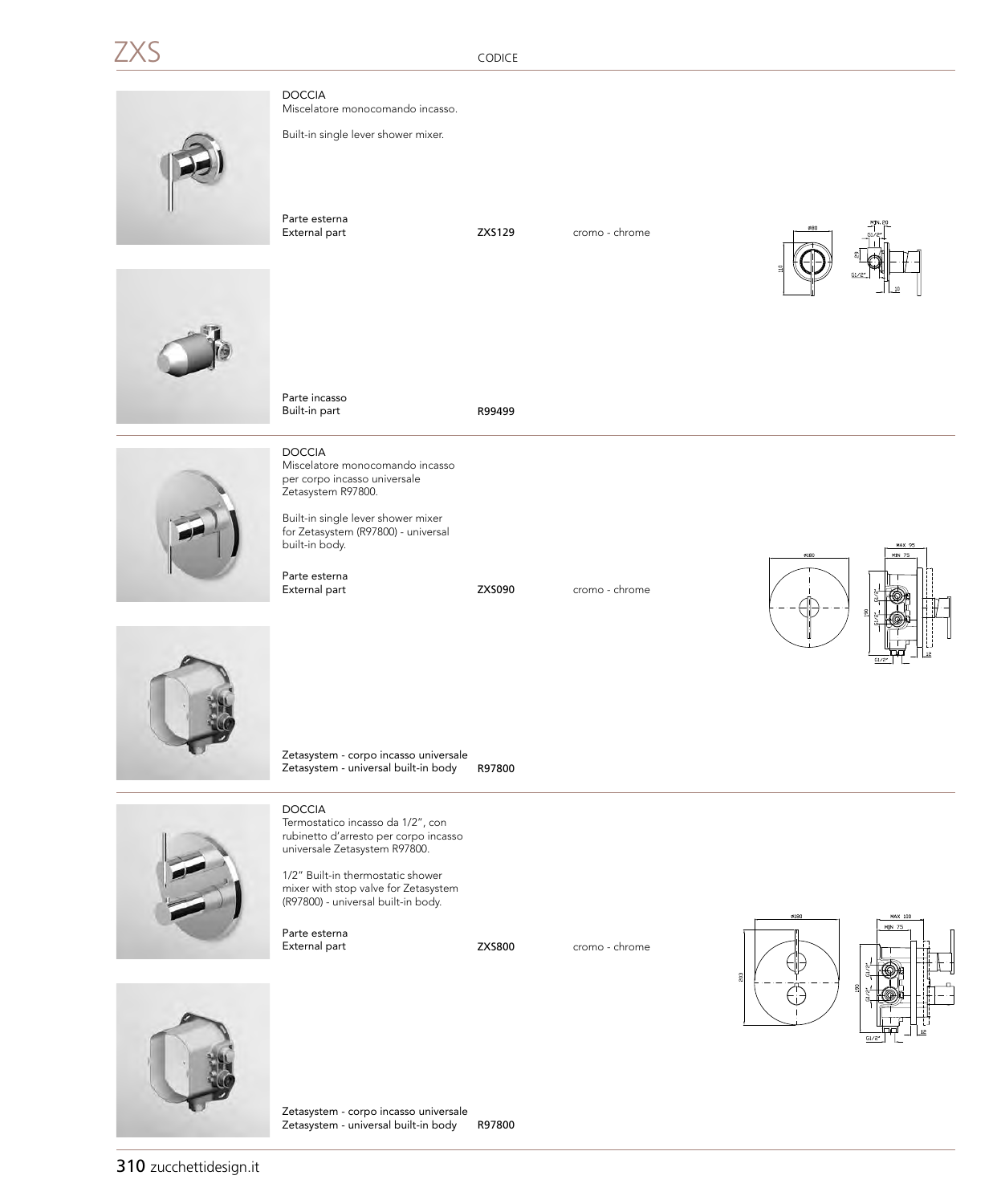# ZXS

CODICE

DOCCIA
Miscelatore monocomando incasso.

Built-in single lever shower mixer.

| | | |
|---|---|---|
| Parte esterna<br>External part | ZXS129 | cromo - chrome |
| Parte incasso<br>Built-in part | R99499 | |

DOCCIA
Miscelatore monocomando incasso per corpo incasso universale Zetasystem R97800.

Built-in single lever shower mixer for Zetasystem (R97800) - universal built-in body.

| | | |
|---|---|---|
| Parte esterna<br>External part | ZXS090 | cromo - chrome |
| Zetasystem - corpo incasso universale<br>Zetasystem - universal built-in body | R97800 | |

DOCCIA
Termostatico incasso da 1/2", con rubinetto d'arresto per corpo incasso universale Zetasystem R97800.

1/2" Built-in thermostatic shower mixer with stop valve for Zetasystem (R97800) - universal built-in body.

| | | |
|---|---|---|
| Parte esterna<br>External part | ZXS800 | cromo - chrome |
| Zetasystem - corpo incasso universale<br>Zetasystem - universal built-in body | R97800 | |

zucchettidesign.it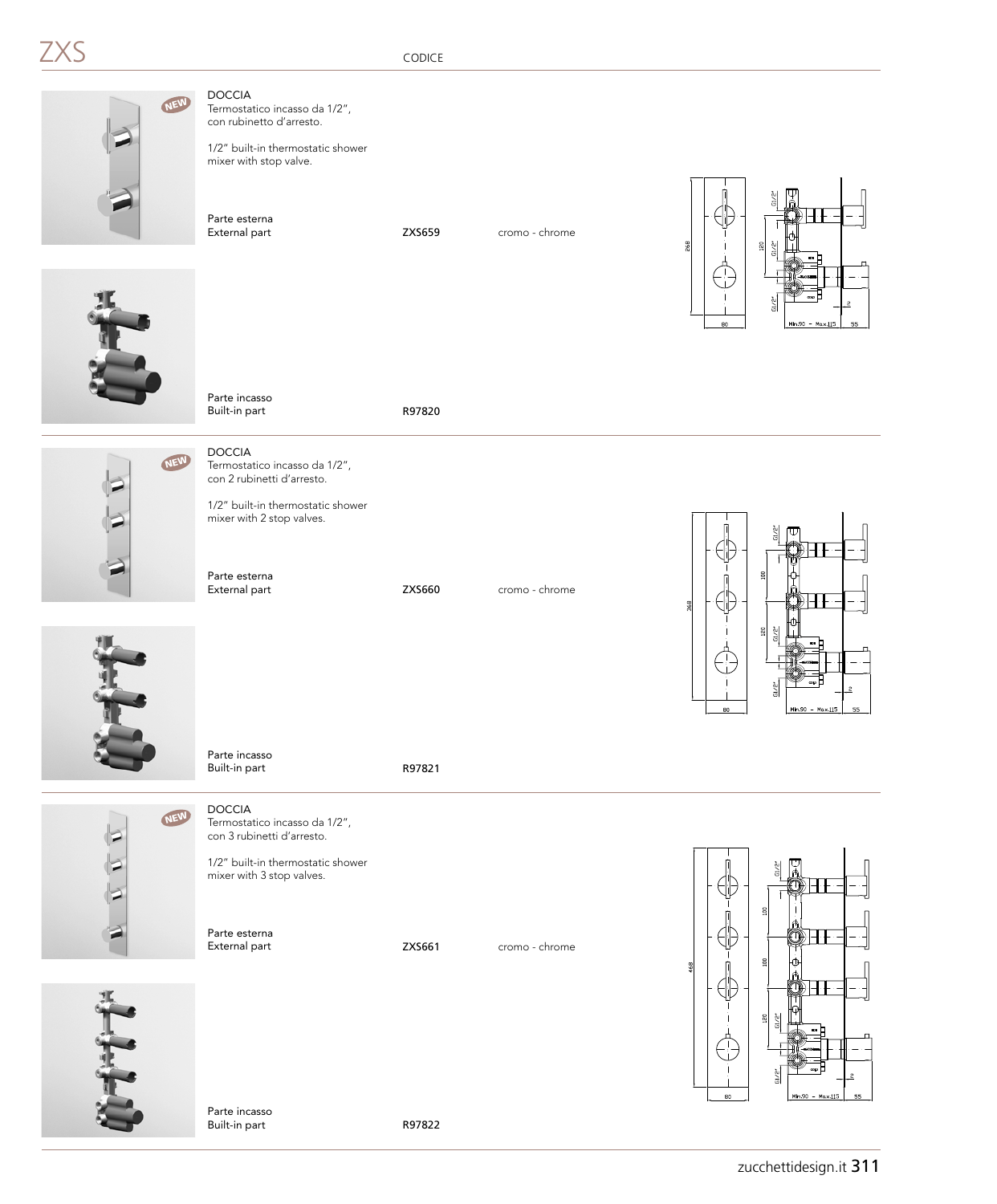# ZXS

CODICE

DOCCIA
Termostatico incasso da 1/2”, con rubinetto d’arresto.

1/2” built-in thermostatic shower mixer with stop valve.

| | | |
|---|---|---|
| Parte esterna<br>External part | ZXS659 | cromo - chrome |
| Parte incasso<br>Built-in part | R97820 | |

DOCCIA
Termostatico incasso da 1/2”, con 2 rubinetti d’arresto.

1/2” built-in thermostatic shower mixer with 2 stop valves.

| | | |
|---|---|---|
| Parte esterna<br>External part | ZXS660 | cromo - chrome |
| Parte incasso<br>Built-in part | R97821 | |

DOCCIA
Termostatico incasso da 1/2”, con 3 rubinetti d’arresto.

1/2” built-in thermostatic shower mixer with 3 stop valves.

| | | |
|---|---|---|
| Parte esterna<br>External part | ZXS661 | cromo - chrome |
| Parte incasso<br>Built-in part | R97822 | |

zucchettidesign.it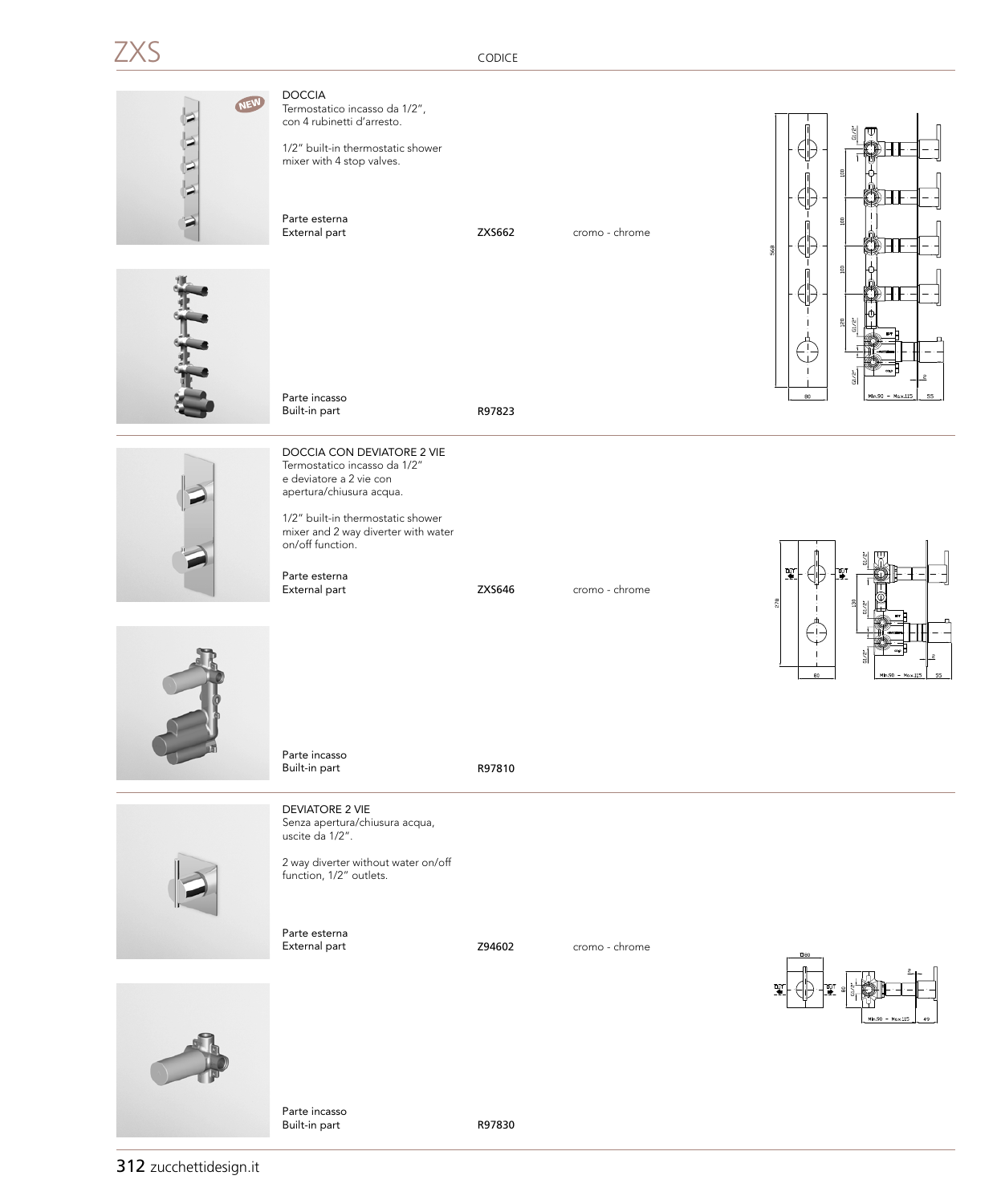# ZXS

CODICE

## DOCCIA

Termostatico incasso da 1/2", con 4 rubinetti d'arresto.

1/2" built-in thermostatic shower mixer with 4 stop valves.

| | CODICE | |
|---|---|---|
| Parte esterna<br>External part | ZXS662 | cromo - chrome |
| Parte incasso<br>Built-in part | R97823 | |

## DOCCIA CON DEVIATORE 2 VIE

Termostatico incasso da 1/2" e deviatore a 2 vie con apertura/chiusura acqua.

1/2" built-in thermostatic shower mixer and 2 way diverter with water on/off function.

| | CODICE | |
|---|---|---|
| Parte esterna<br>External part | ZXS646 | cromo - chrome |
| Parte incasso<br>Built-in part | R97810 | |

## DEVIATORE 2 VIE

Senza apertura/chiusura acqua, uscite da 1/2".

2 way diverter without water on/off function, 1/2" outlets.

| | CODICE | |
|---|---|---|
| Parte esterna<br>External part | Z94602 | cromo - chrome |
| Parte incasso<br>Built-in part | R97830 | |

zucchettidesign.it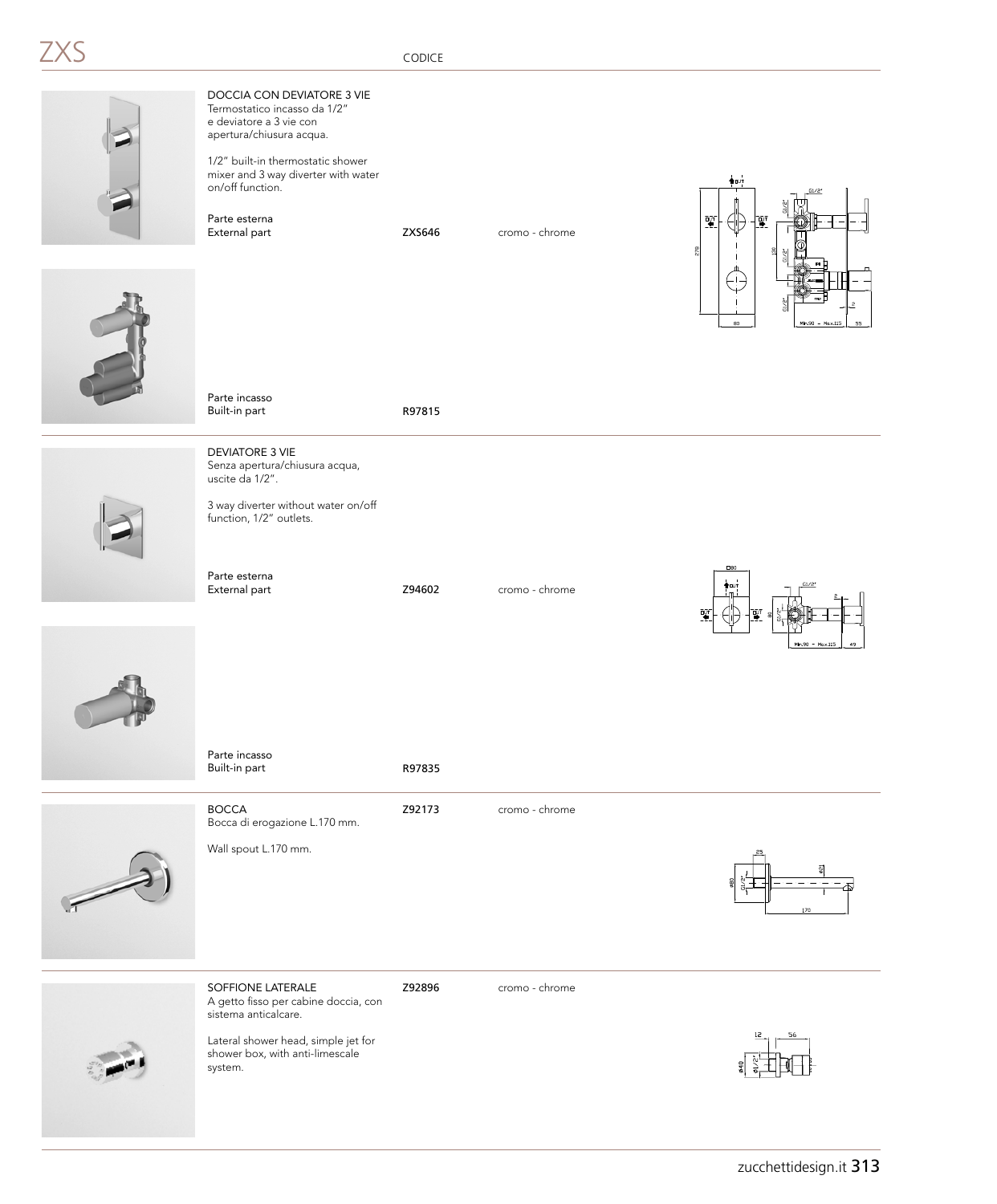# ZXS

CODICE

## DOCCIA CON DEVIATORE 3 VIE

Termostatico incasso da 1/2" e deviatore a 3 vie con apertura/chiusura acqua.

1/2" built-in thermostatic shower mixer and 3 way diverter with water on/off function.

| | CODICE | |
|---|---|---|
| Parte esterna / External part | **ZXS646** | cromo - chrome |
| Parte incasso / Built-in part | **R97815** | |

## DEVIATORE 3 VIE

Senza apertura/chiusura acqua, uscite da 1/2".

3 way diverter without water on/off function, 1/2" outlets.

| | CODICE | |
|---|---|---|
| Parte esterna / External part | **Z94602** | cromo - chrome |
| Parte incasso / Built-in part | **R97835** | |

## BOCCA

Bocca di erogazione L.170 mm.

Wall spout L.170 mm.

| CODICE | |
|---|---|
| **Z92173** | cromo - chrome |

## SOFFIONE LATERALE

A getto fisso per cabine doccia, con sistema anticalcare.

Lateral shower head, simple jet for shower box, with anti-limescale system.

| CODICE | |
|---|---|
| **Z92896** | cromo - chrome |

zucchettidesign.it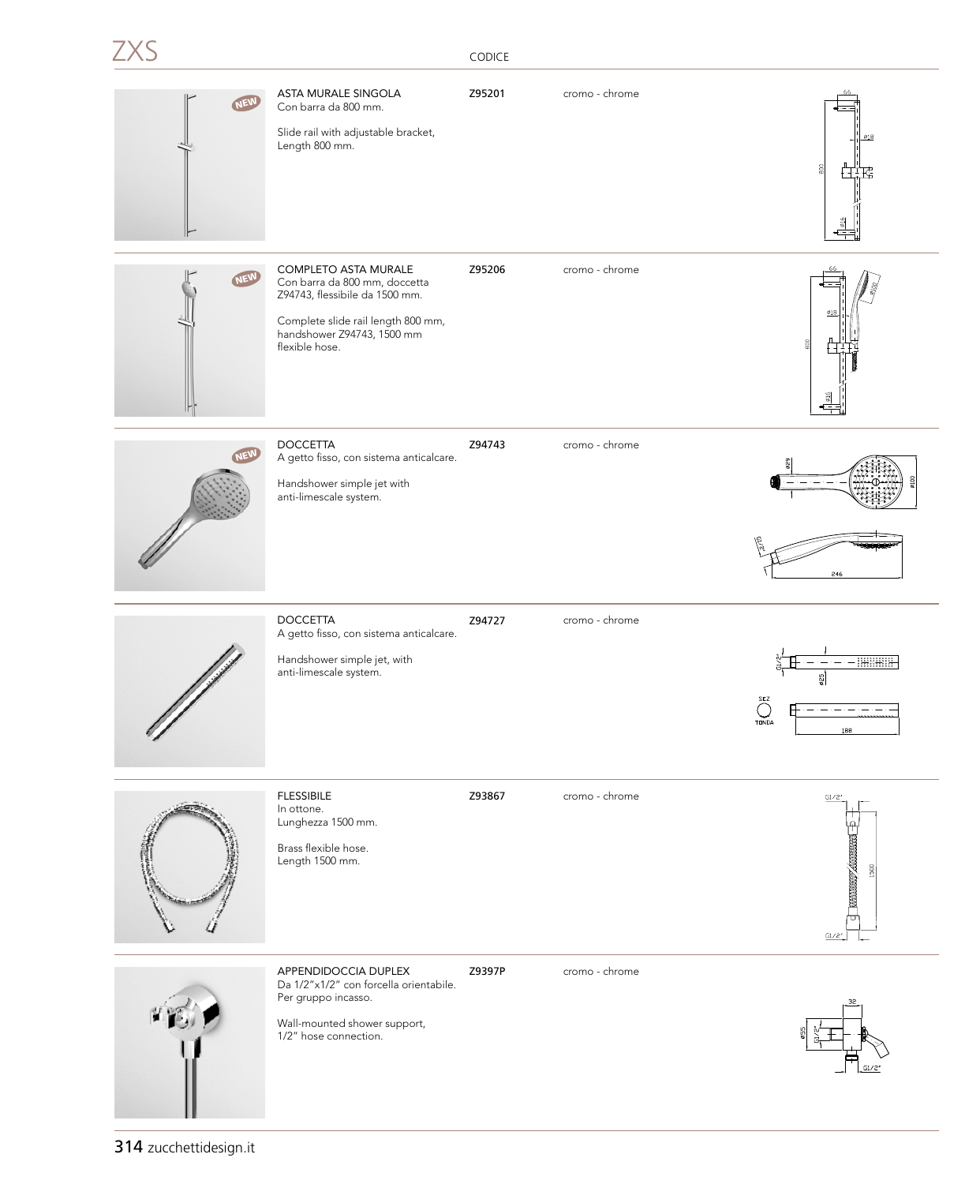# ZXS

| | | CODICE | |
|---|---|---|---|
| NEW | ASTA MURALE SINGOLA<br>Con barra da 800 mm.<br><br>Slide rail with adjustable bracket,<br>Length 800 mm. | Z95201 | cromo - chrome |
| NEW | COMPLETO ASTA MURALE<br>Con barra da 800 mm, doccetta Z94743, flessibile da 1500 mm.<br><br>Complete slide rail length 800 mm, handshower Z94743, 1500 mm flexible hose. | Z95206 | cromo - chrome |
| NEW | DOCCETTA<br>A getto fisso, con sistema anticalcare.<br><br>Handshower simple jet with anti-limescale system. | Z94743 | cromo - chrome |
| | DOCCETTA<br>A getto fisso, con sistema anticalcare.<br><br>Handshower simple jet, with anti-limescale system. | Z94727 | cromo - chrome |
| | FLESSIBILE<br>In ottone.<br>Lunghezza 1500 mm.<br><br>Brass flexible hose.<br>Length 1500 mm. | Z93867 | cromo - chrome |
| | APPENDIDOCCIA DUPLEX<br>Da 1/2"x1/2" con forcella orientabile.<br>Per gruppo incasso.<br><br>Wall-mounted shower support,<br>1/2" hose connection. | Z9397P | cromo - chrome |

zucchettidesign.it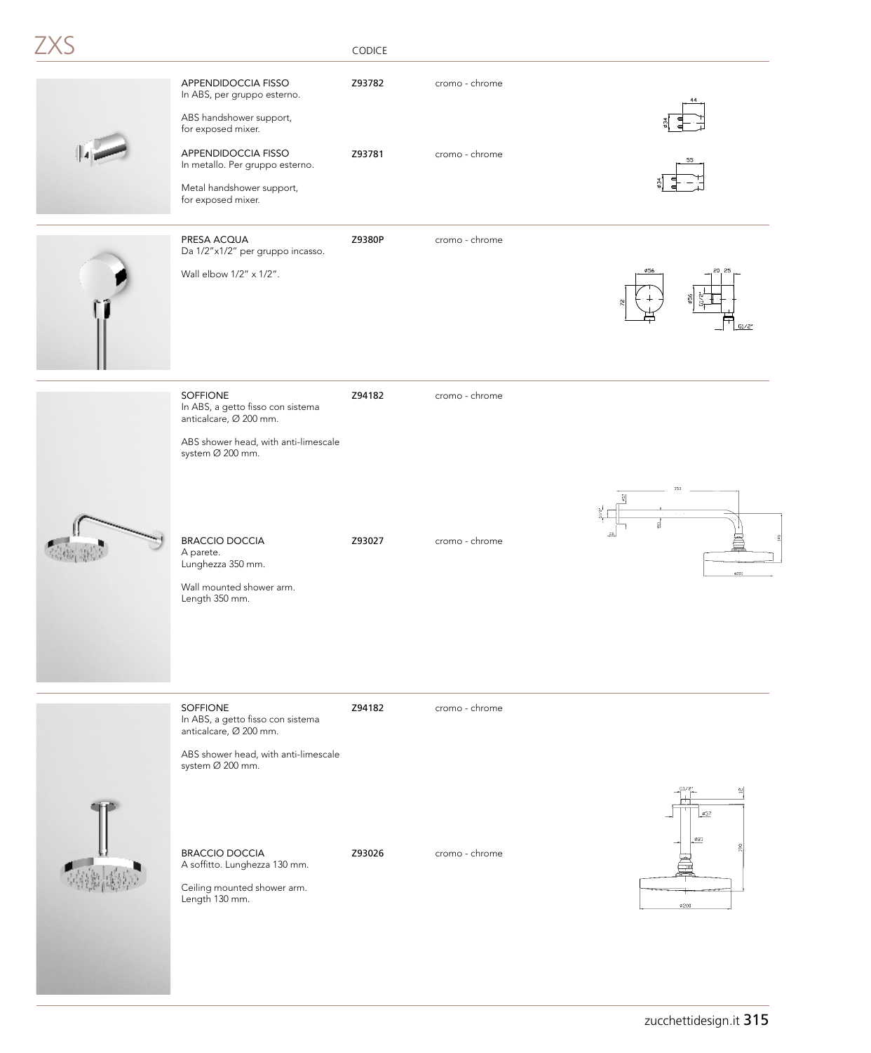# ZXS

| | CODICE | |
|---|---|---|
| APPENDIDOCCIA FISSO<br>In ABS, per gruppo esterno.<br><br>ABS handshower support, for exposed mixer. | Z93782 | cromo - chrome |
| APPENDIDOCCIA FISSO<br>In metallo. Per gruppo esterno.<br><br>Metal handshower support, for exposed mixer. | Z93781 | cromo - chrome |
| PRESA ACQUA<br>Da 1/2"x1/2" per gruppo incasso.<br><br>Wall elbow 1/2" x 1/2". | Z9380P | cromo - chrome |
| SOFFIONE<br>In ABS, a getto fisso con sistema anticalcare, Ø 200 mm.<br><br>ABS shower head, with anti-limescale system Ø 200 mm. | Z94182 | cromo - chrome |
| BRACCIO DOCCIA<br>A parete.<br>Lunghezza 350 mm.<br><br>Wall mounted shower arm.<br>Length 350 mm. | Z93027 | cromo - chrome |
| SOFFIONE<br>In ABS, a getto fisso con sistema anticalcare, Ø 200 mm.<br><br>ABS shower head, with anti-limescale system Ø 200 mm. | Z94182 | cromo - chrome |
| BRACCIO DOCCIA<br>A soffitto. Lunghezza 130 mm.<br><br>Ceiling mounted shower arm.<br>Length 130 mm. | Z93026 | cromo - chrome |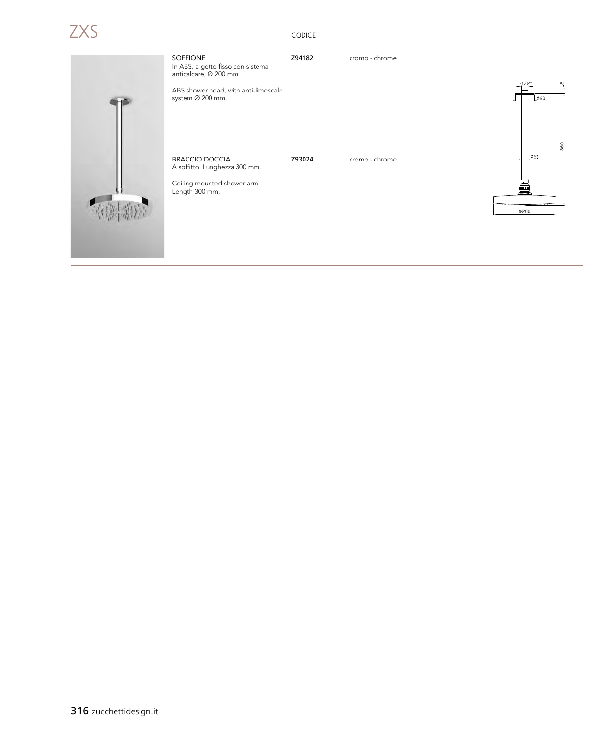# ZXS

| | CODICE | |
|---|---|---|
| SOFFIONE<br>In ABS, a getto fisso con sistema anticalcare, Ø 200 mm.<br><br>ABS shower head, with anti-limescale system Ø 200 mm. | **Z94182** | cromo - chrome |
| BRACCIO DOCCIA<br>A soffitto. Lunghezza 300 mm.<br><br>Ceiling mounted shower arm.<br>Length 300 mm. | **Z93024** | cromo - chrome |

G1/2"
12
Ø60
360
Ø21
Ø200